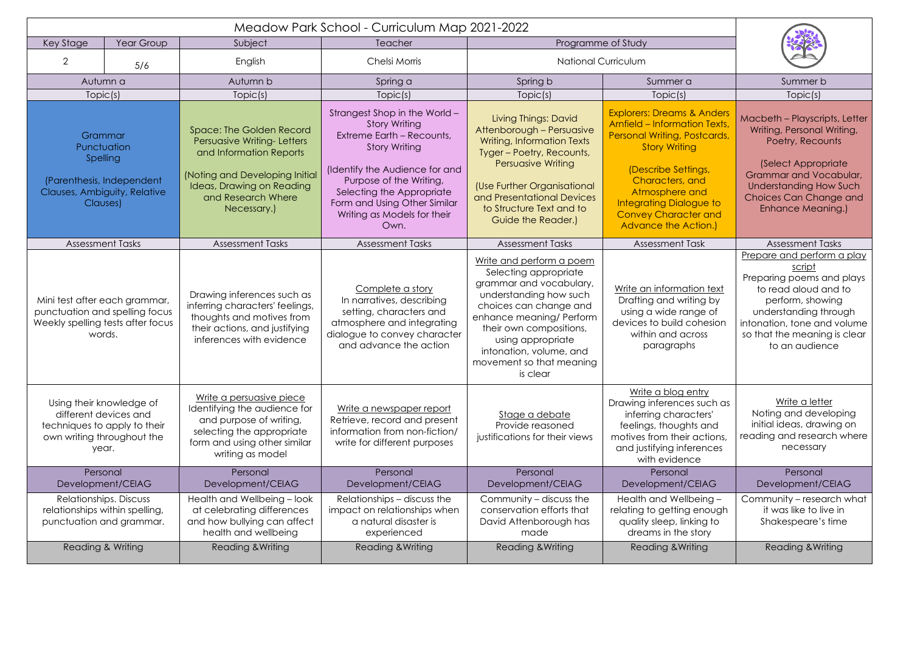# Meadow Park School - Curriculum Map 2021-2022

| Key Stage | Year Group | Subject | Teacher | Programme of Study |
|---|---|---|---|---|
| 2 | 5/6 | English | Chelsi Morris | National Curriculum |

| Autumn a | Autumn b | Spring a | Spring b | Summer a | Summer b |
|---|---|---|---|---|---|
| **Topic(s)** | **Topic(s)** | **Topic(s)** | **Topic(s)** | **Topic(s)** | **Topic(s)** |
| Grammar Punctuation Spelling (Parenthesis, Independent Clauses, Ambiguity, Relative Clauses) | Space: The Golden Record Persuasive Writing- Letters and Information Reports (Noting and Developing Initial Ideas, Drawing on Reading and Research Where Necessary.) | Strangest Shop in the World – Story Writing Extreme Earth – Recounts, Story Writing (Identify the Audience for and Purpose of the Writing, Selecting the Appropriate Form and Using Other Similar Writing as Models for their Own. | Living Things: David Attenborough – Persuasive Writing, Information Texts Tyger – Poetry, Recounts, Persuasive Writing (Use Further Organisational and Presentational Devices to Structure Text and to Guide the Reader.) | Explorers: Dreams & Anders Arnfield – Information Texts, Personal Writing, Postcards, Story Writing (Describe Settings, Characters, and Atmosphere and Integrating Dialogue to Convey Character and Advance the Action.) | Macbeth – Playscripts, Letter Writing, Personal Writing, Poetry, Recounts (Select Appropriate Grammar and Vocabular, Understanding How Such Choices Can Change and Enhance Meaning.) |
| **Assessment Tasks** | **Assessment Tasks** | **Assessment Tasks** | **Assessment Tasks** | **Assessment Task** | **Assessment Tasks** |
| Mini test after each grammar, punctuation and spelling focus Weekly spelling tests after focus words. | Drawing inferences such as inferring characters' feelings, thoughts and motives from their actions, and justifying inferences with evidence | Complete a story In narratives, describing setting, characters and atmosphere and integrating dialogue to convey character and advance the action | Write and perform a poem Selecting appropriate grammar and vocabulary, understanding how such choices can change and enhance meaning/ Perform their own compositions, using appropriate intonation, volume, and movement so that meaning is clear | Write an information text Drafting and writing by using a wide range of devices to build cohesion within and across paragraphs | Prepare and perform a play script Preparing poems and plays to read aloud and to perform, showing understanding through intonation, tone and volume so that the meaning is clear to an audience |
| Using their knowledge of different devices and techniques to apply to their own writing throughout the year. | Write a persuasive piece Identifying the audience for and purpose of writing, selecting the appropriate form and using other similar writing as model | Write a newspaper report Retrieve, record and present information from non-fiction/ write for different purposes | Stage a debate Provide reasoned justifications for their views | Write a blog entry Drawing inferences such as inferring characters' feelings, thoughts and motives from their actions, and justifying inferences with evidence | Write a letter Noting and developing initial ideas, drawing on reading and research where necessary |
| **Personal Development/CEIAG** | **Personal Development/CEIAG** | **Personal Development/CEIAG** | **Personal Development/CEIAG** | **Personal Development/CEIAG** | **Personal Development/CEIAG** |
| Relationships. Discuss relationships within spelling, punctuation and grammar. | Health and Wellbeing – look at celebrating differences and how bullying can affect health and wellbeing | Relationships – discuss the impact on relationships when a natural disaster is experienced | Community – discuss the conservation efforts that David Attenborough has made | Health and Wellbeing – relating to getting enough quality sleep, linking to dreams in the story | Community – research what it was like to live in Shakespeare's time |
| Reading & Writing | Reading &Writing | Reading &Writing | Reading &Writing | Reading &Writing | Reading &Writing |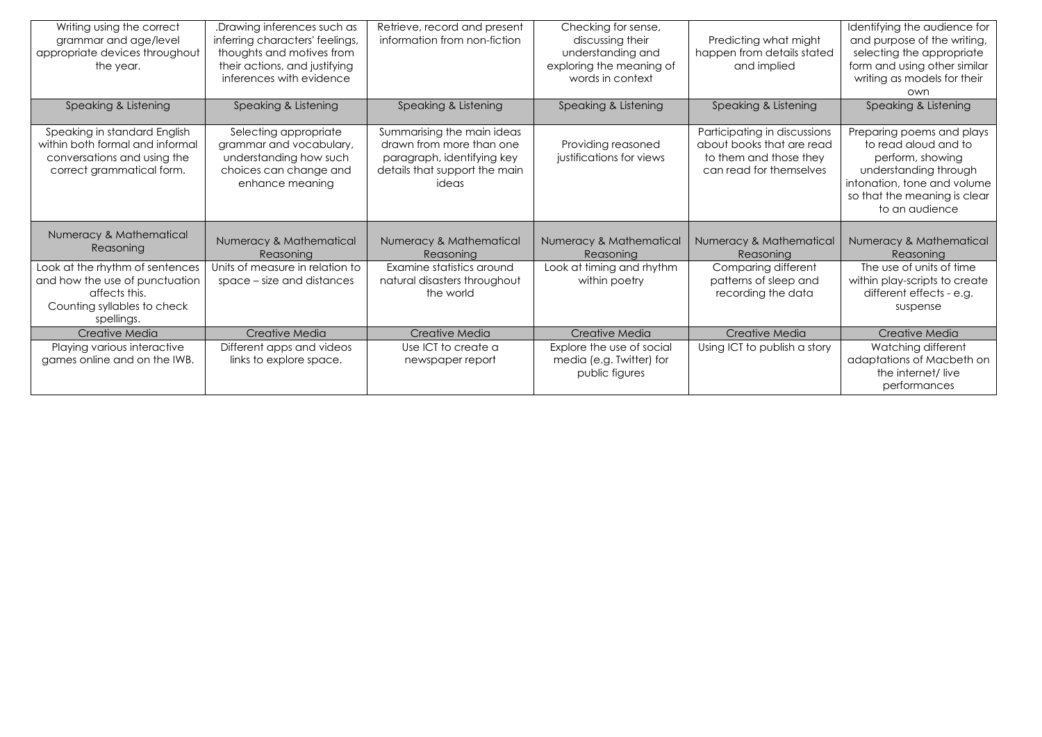| | | | | | |
|---|---|---|---|---|---|
| Writing using the correct grammar and age/level appropriate devices throughout the year. | .Drawing inferences such as inferring characters' feelings, thoughts and motives from their actions, and justifying inferences with evidence | Retrieve, record and present information from non-fiction | Checking for sense, discussing their understanding and exploring the meaning of words in context | Predicting what might happen from details stated and implied | Identifying the audience for and purpose of the writing, selecting the appropriate form and using other similar writing as models for their own |
| Speaking & Listening | Speaking & Listening | Speaking & Listening | Speaking & Listening | Speaking & Listening | Speaking & Listening |
| Speaking in standard English within both formal and informal conversations and using the correct grammatical form. | Selecting appropriate grammar and vocabulary, understanding how such choices can change and enhance meaning | Summarising the main ideas drawn from more than one paragraph, identifying key details that support the main ideas | Providing reasoned justifications for views | Participating in discussions about books that are read to them and those they can read for themselves | Preparing poems and plays to read aloud and to perform, showing understanding through intonation, tone and volume so that the meaning is clear to an audience |
| Numeracy & Mathematical Reasoning | Numeracy & Mathematical Reasoning | Numeracy & Mathematical Reasoning | Numeracy & Mathematical Reasoning | Numeracy & Mathematical Reasoning | Numeracy & Mathematical Reasoning |
| Look at the rhythm of sentences and how the use of punctuation affects this.<br>Counting syllables to check spellings. | Units of measure in relation to space – size and distances | Examine statistics around natural disasters throughout the world | Look at timing and rhythm within poetry | Comparing different patterns of sleep and recording the data | The use of units of time within play-scripts to create different effects - e.g. suspense |
| Creative Media | Creative Media | Creative Media | Creative Media | Creative Media | Creative Media |
| Playing various interactive games online and on the IWB. | Different apps and videos links to explore space. | Use ICT to create a newspaper report | Explore the use of social media (e.g. Twitter) for public figures | Using ICT to publish a story | Watching different adaptations of Macbeth on the internet/ live performances |